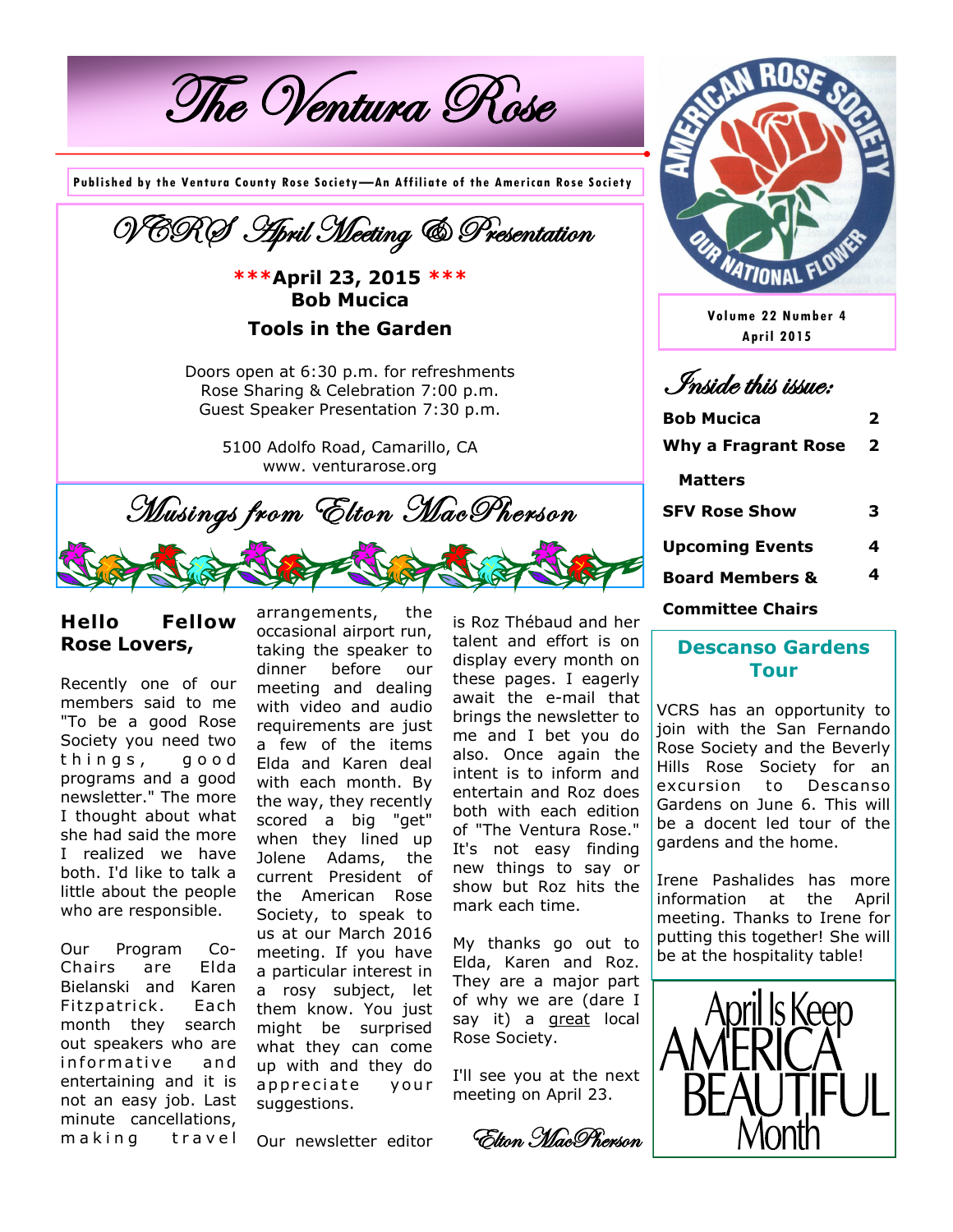# The Ventura Rose

**Published by the Ventura County Rose Society—An Affiliate of the American Rose Society**

Volume 22 Number 4
April 2015

## VCRS April Meeting & Presentation

**\*\*\*April 23, 2015 \*\*\***
**Bob Mucica**
**Tools in the Garden**

Doors open at 6:30 p.m. for refreshments
Rose Sharing & Celebration 7:00 p.m.
Guest Speaker Presentation 7:30 p.m.

5100 Adolfo Road, Camarillo, CA
www. venturarose.org

## Musings from Elton MacPherson

**Hello Fellow Rose Lovers,**

Recently one of our members said to me "To be a good Rose Society you need two things, good programs and a good newsletter." The more I thought about what she had said the more I realized we have both. I'd like to talk a little about the people who are responsible.

Our Program Co-Chairs are Elda Bielanski and Karen Fitzpatrick. Each month they search out speakers who are informative and entertaining and it is not an easy job. Last minute cancellations, making travel arrangements, the occasional airport run, taking the speaker to dinner before our meeting and dealing with video and audio requirements are just a few of the items Elda and Karen deal with each month. By the way, they recently scored a big "get" when they lined up Jolene Adams, the current President of the American Rose Society, to speak to us at our March 2016 meeting. If you have a particular interest in a rosy subject, let them know. You just might be surprised what they can come up with and they do appreciate your suggestions.

Our newsletter editor is Roz Thébaud and her talent and effort is on display every month on these pages. I eagerly await the e-mail that brings the newsletter to me and I bet you do also. Once again the intent is to inform and entertain and Roz does both with each edition of "The Ventura Rose." It's not easy finding new things to say or show but Roz hits the mark each time.

My thanks go out to Elda, Karen and Roz. They are a major part of why we are (dare I say it) a great local Rose Society.

I'll see you at the next meeting on April 23.

*Elton MacPherson*

### Inside this issue:

| | |
|---|---|
| Bob Mucica | 2 |
| Why a Fragrant Rose Matters | 2 |
| SFV Rose Show | 3 |
| Upcoming Events | 4 |
| Board Members & Committee Chairs | 4 |

### Descanso Gardens Tour

VCRS has an opportunity to join with the San Fernando Rose Society and the Beverly Hills Rose Society for an excursion to Descanso Gardens on June 6. This will be a docent led tour of the gardens and the home.

Irene Pashalides has more information at the April meeting. Thanks to Irene for putting this together! She will be at the hospitality table!

April Is Keep AMERICA BEAUTIFUL Month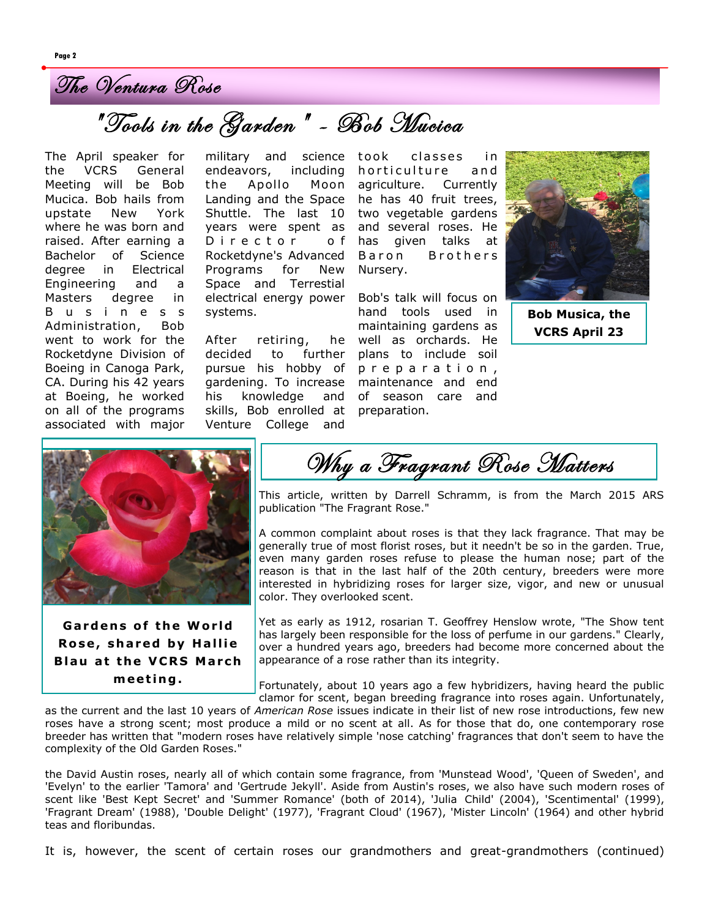# "Tools in the Garden" - Bob Mucica

The April speaker for the VCRS General Meeting will be Bob Mucica. Bob hails from upstate New York where he was born and raised. After earning a Bachelor of Science degree in Electrical Engineering and a Masters degree in Business Administration, Bob went to work for the Rocketdyne Division of Boeing in Canoga Park, CA. During his 42 years at Boeing, he worked on all of the programs associated with major military and science endeavors, including the Apollo Moon Landing and the Space Shuttle. The last 10 years were spent as Director of Rocketdyne's Advanced Programs for New Space and Terrestial electrical energy power systems.

After retiring, he decided to further pursue his hobby of gardening. To increase his knowledge and skills, Bob enrolled at Venture College and took classes in horticulture and agriculture. Currently he has 40 fruit trees, two vegetable gardens and several roses. He has given talks at Baron Brothers Nursery.

Bob's talk will focus on hand tools used in maintaining gardens as well as orchards. He plans to include soil preparation, maintenance and end of season care and preparation.

**Bob Musica, the VCRS April 23**

**Gardens of the World Rose, shared by Hallie Blau at the VCRS March meeting.**

## Why a Fragrant Rose Matters

This article, written by Darrell Schramm, is from the March 2015 ARS publication "The Fragrant Rose."

A common complaint about roses is that they lack fragrance. That may be generally true of most florist roses, but it needn't be so in the garden. True, even many garden roses refuse to please the human nose; part of the reason is that in the last half of the 20th century, breeders were more interested in hybridizing roses for larger size, vigor, and new or unusual color. They overlooked scent.

Yet as early as 1912, rosarian T. Geoffrey Henslow wrote, "The Show tent has largely been responsible for the loss of perfume in our gardens." Clearly, over a hundred years ago, breeders had become more concerned about the appearance of a rose rather than its integrity.

Fortunately, about 10 years ago a few hybridizers, having heard the public clamor for scent, began breeding fragrance into roses again. Unfortunately, as the current and the last 10 years of *American Rose* issues indicate in their list of new rose introductions, few new roses have a strong scent; most produce a mild or no scent at all. As for those that do, one contemporary rose breeder has written that "modern roses have relatively simple 'nose catching' fragrances that don't seem to have the complexity of the Old Garden Roses."

the David Austin roses, nearly all of which contain some fragrance, from 'Munstead Wood', 'Queen of Sweden', and 'Evelyn' to the earlier 'Tamora' and 'Gertrude Jekyll'. Aside from Austin's roses, we also have such modern roses of scent like 'Best Kept Secret' and 'Summer Romance' (both of 2014), 'Julia Child' (2004), 'Scentimental' (1999), 'Fragrant Dream' (1988), 'Double Delight' (1977), 'Fragrant Cloud' (1967), 'Mister Lincoln' (1964) and other hybrid teas and floribundas.

It is, however, the scent of certain roses our grandmothers and great-grandmothers (continued)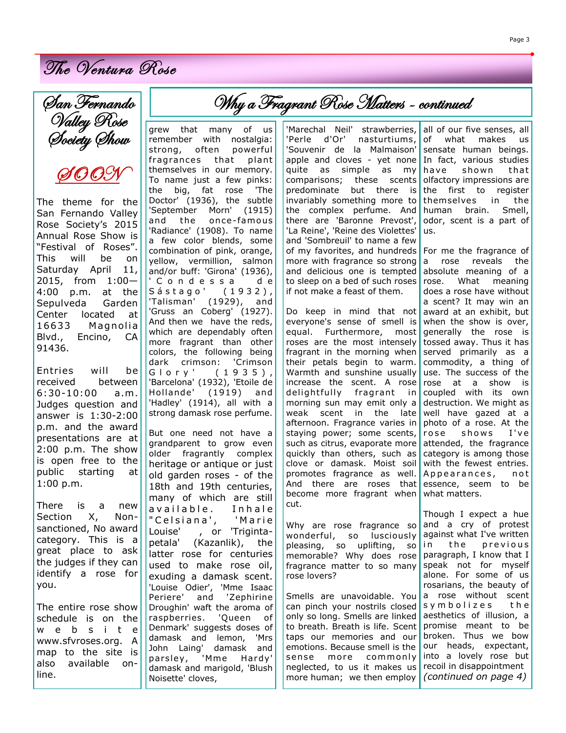## San Fernando Valley Rose Society Show

### SOON

The theme for the San Fernando Valley Rose Society's 2015 Annual Rose Show is "Festival of Roses". This will be on Saturday April 11, 2015, from 1:00—4:00 p.m. at the Sepulveda Garden Center located at 16633 Magnolia Blvd., Encino, CA 91436.

Entries will be received between 6:30-10:00 a.m. Judges question and answer is 1:30-2:00 p.m. and the award presentations are at 2:00 p.m. The show is open free to the public starting at 1:00 p.m.

There is a new Section X, Non-sanctioned, No award category. This is a great place to ask the judges if they can identify a rose for you.

The entire rose show schedule is on the website www.sfvroses.org. A map to the site is also available on-line.

## Why a Fragrant Rose Matters - continued

grew that many of us remember with nostalgia: strong, often powerful fragrances that plant themselves in our memory. To name just a few pinks: the big, fat rose 'The Doctor' (1936), the subtle 'September Morn' (1915) and the once-famous 'Radiance' (1908). To name a few color blends, some combination of pink, orange, yellow, vermillion, salmon and/or buff: 'Girona' (1936), 'Condessa de Sástago' (1932), 'Talisman' (1929), and 'Gruss an Coberg' (1927). And then we have the reds, which are dependably often more fragrant than other colors, the following being dark crimson: 'Crimson Glory' (1935), 'Barcelona' (1932), 'Etoile de Hollande' (1919) and 'Hadley' (1914), all with a strong damask rose perfume.

But one need not have a grandparent to grow even older fragrantly complex heritage or antique or just old garden roses - of the 18th and 19th centuries, many of which are still available. Inhale "Celsiana', 'Marie Louise' , or 'Triginta-petala' (Kazanlik), the latter rose for centuries used to make rose oil, exuding a damask scent. 'Louise Odier', 'Mme Isaac Periere' and 'Zephirine Droughin' waft the aroma of raspberries. 'Queen of Denmark' suggests doses of damask and lemon, 'Mrs John Laing' damask and parsley, 'Mme Hardy' damask and marigold, 'Blush Noisette' cloves, 'Marechal Neil' strawberries, 'Perle d'Or' nasturtiums, 'Souvenir de la Malmaison' apple and cloves - yet none quite as simple as my comparisons; these scents predominate but there is invariably something more to the complex perfume. And there are 'Baronne Prevost', 'La Reine', 'Reine des Violettes' and 'Sombreuil' to name a few of my favorites, and hundreds more with fragrance so strong and delicious one is tempted to sleep on a bed of such roses if not make a feast of them.

Do keep in mind that not everyone's sense of smell is equal. Furthermore, most roses are the most intensely fragrant in the morning when their petals begin to warm. Warmth and sunshine usually increase the scent. A rose delightfully fragrant in morning sun may emit only a weak scent in the late afternoon. Fragrance varies in staying power; some scents, such as citrus, evaporate more quickly than others, such as clove or damask. Moist soil promotes fragrance as well. And there are roses that become more fragrant when cut.

Why are rose fragrance so wonderful, so lusciously pleasing, so uplifting, so memorable? Why does rose fragrance matter to so many rose lovers?

Smells are unavoidable. You can pinch your nostrils closed only so long. Smells are linked to breath. Breath is life. Scent taps our memories and our emotions. Because smell is the sense more commonly neglected, to us it makes us more human; we then employ all of our five senses, all of what makes us sensate human beings. In fact, various studies have shown that olfactory impressions are the first to register themselves in the human brain. Smell, odor, scent is a part of us.

For me the fragrance of a rose reveals the absolute meaning of a rose. What meaning does a rose have without a scent? It may win an award at an exhibit, but when the show is over, generally the rose is tossed away. Thus it has served primarily as a commodity, a thing of use. The success of the rose at a show is coupled with its own destruction. We might as well have gazed at a photo of a rose. At the rose shows I've attended, the fragrance category is among those with the fewest entries. Appearances, not essence, seem to be what matters.

Though I expect a hue and a cry of protest against what I've written in the previous paragraph, I know that I speak not for myself alone. For some of us rosarians, the beauty of a rose without scent symbolizes the aesthetics of illusion, a promise meant to be broken. Thus we bow our heads, expectant, into a lovely rose but recoil in disappointment *(continued on page 4)*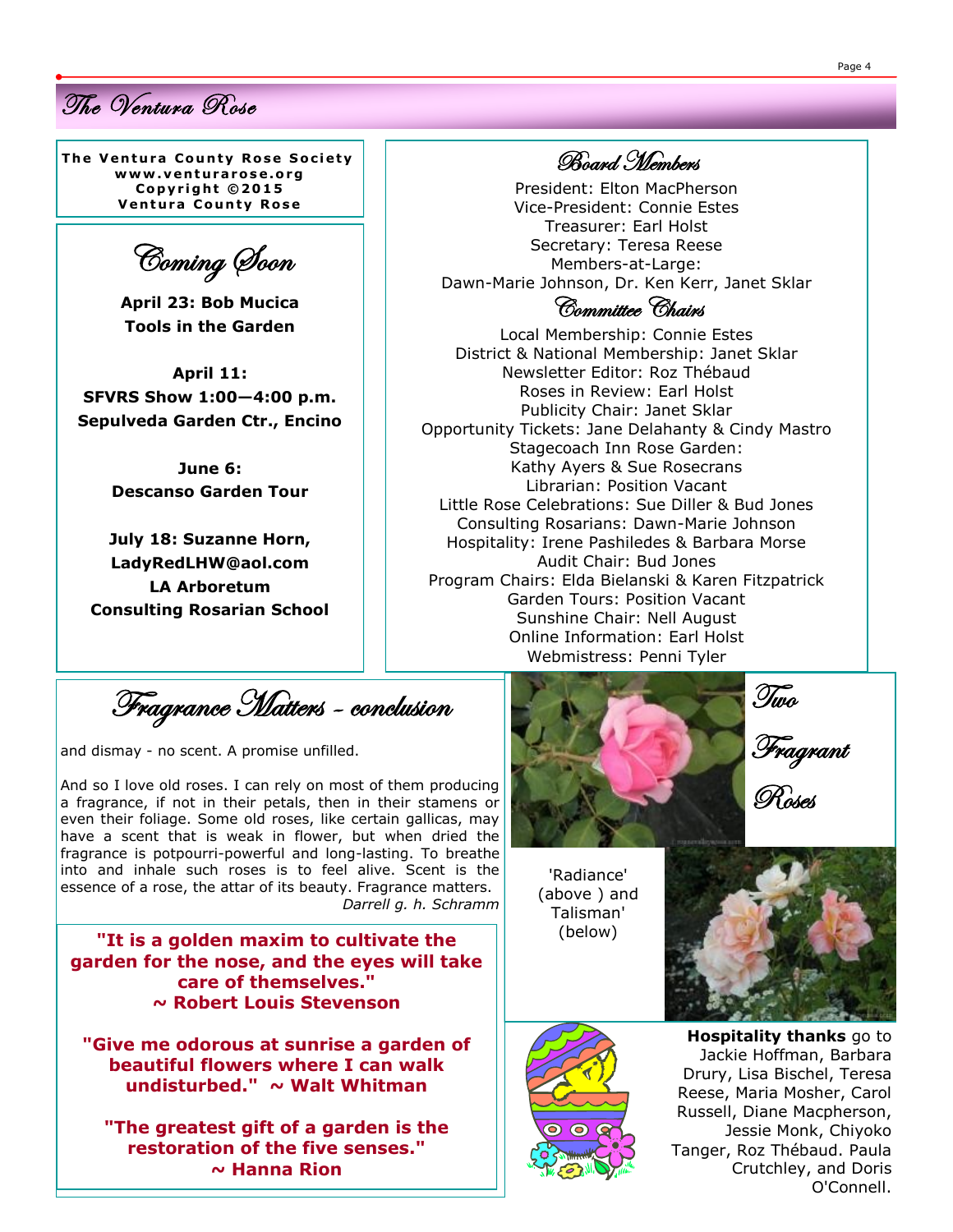# The Ventura Rose

**The Ventura County Rose Society**
**www.venturarose.org**
**Copyright ©2015**
**Ventura County Rose**

## Coming Soon

**April 23: Bob Mucica**
**Tools in the Garden**

**April 11:**
**SFVRS Show 1:00—4:00 p.m.**
**Sepulveda Garden Ctr., Encino**

**June 6:**
**Descanso Garden Tour**

**July 18: Suzanne Horn,**
**LadyRedLHW@aol.com**
**LA Arboretum**
**Consulting Rosarian School**

## Board Members

President: Elton MacPherson
Vice-President: Connie Estes
Treasurer: Earl Holst
Secretary: Teresa Reese
Members-at-Large:
Dawn-Marie Johnson, Dr. Ken Kerr, Janet Sklar

## Committee Chairs

Local Membership: Connie Estes
District & National Membership: Janet Sklar
Newsletter Editor: Roz Thébaud
Roses in Review: Earl Holst
Publicity Chair: Janet Sklar
Opportunity Tickets: Jane Delahanty & Cindy Mastro
Stagecoach Inn Rose Garden:
Kathy Ayers & Sue Rosecrans
Librarian: Position Vacant
Little Rose Celebrations: Sue Diller & Bud Jones
Consulting Rosarians: Dawn-Marie Johnson
Hospitality: Irene Pashiledes & Barbara Morse
Audit Chair: Bud Jones
Program Chairs: Elda Bielanski & Karen Fitzpatrick
Garden Tours: Position Vacant
Sunshine Chair: Nell August
Online Information: Earl Holst
Webmistress: Penni Tyler

## Fragrance Matters - conclusion

and dismay - no scent. A promise unfilled.

And so I love old roses. I can rely on most of them producing a fragrance, if not in their petals, then in their stamens or even their foliage. Some old roses, like certain gallicas, may have a scent that is weak in flower, but when dried the fragrance is potpourri-powerful and long-lasting. To breathe into and inhale such roses is to feel alive. Scent is the essence of a rose, the attar of its beauty. Fragrance matters.

*Darrell g. h. Schramm*

**"It is a golden maxim to cultivate the garden for the nose, and the eyes will take care of themselves." ~ Robert Louis Stevenson**

**"Give me odorous at sunrise a garden of beautiful flowers where I can walk undisturbed." ~ Walt Whitman**

**"The greatest gift of a garden is the restoration of the five senses." ~ Hanna Rion**

## Two Fragrant Roses

'Radiance' (above ) and Talisman' (below)

**Hospitality thanks** go to Jackie Hoffman, Barbara Drury, Lisa Bischel, Teresa Reese, Maria Mosher, Carol Russell, Diane Macpherson, Jessie Monk, Chiyoko Tanger, Roz Thébaud. Paula Crutchley, and Doris O'Connell.